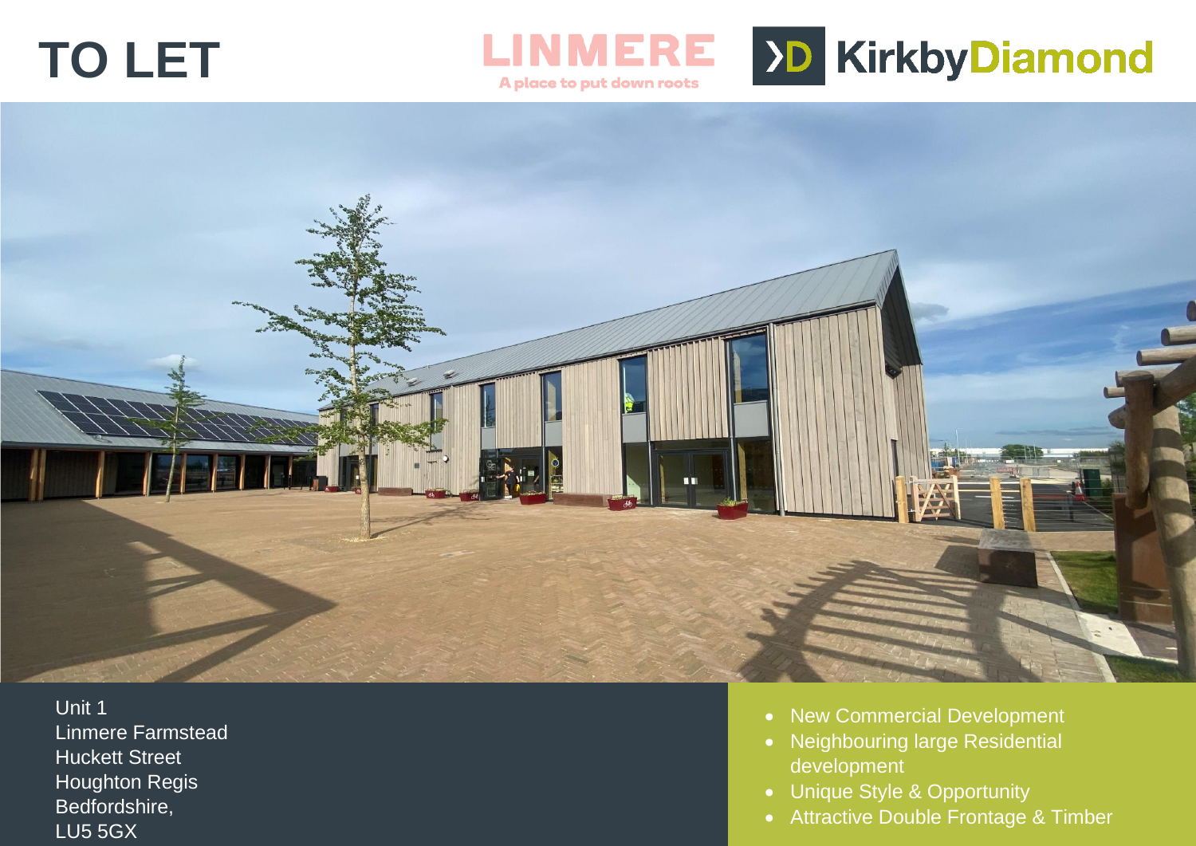# TO LET

LINMERE
A place to put down roots

KirkbyDiamond

Unit 1
Linmere Farmstead
Huckett Street
Houghton Regis
Bedfordshire,
LU5 5GX

- New Commercial Development
- Neighbouring large Residential development
- Unique Style & Opportunity
- Attractive Double Frontage & Timber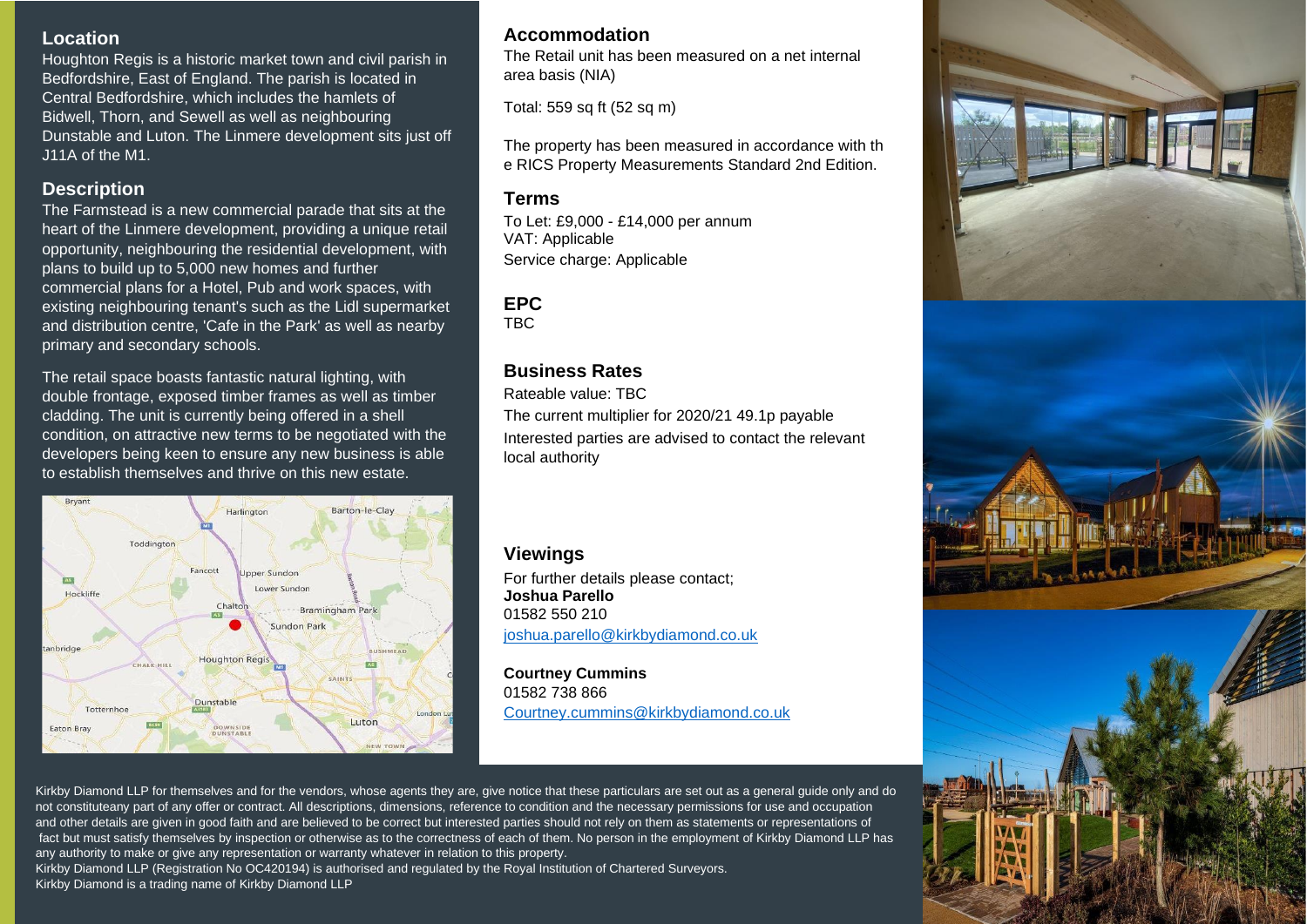## Location

Houghton Regis is a historic market town and civil parish in Bedfordshire, East of England. The parish is located in Central Bedfordshire, which includes the hamlets of Bidwell, Thorn, and Sewell as well as neighbouring Dunstable and Luton. The Linmere development sits just off J11A of the M1.

## Description

The Farmstead is a new commercial parade that sits at the heart of the Linmere development, providing a unique retail opportunity, neighbouring the residential development, with plans to build up to 5,000 new homes and further commercial plans for a Hotel, Pub and work spaces, with existing neighbouring tenant's such as the Lidl supermarket and distribution centre, 'Cafe in the Park' as well as nearby primary and secondary schools.

The retail space boasts fantastic natural lighting, with double frontage, exposed timber frames as well as timber cladding. The unit is currently being offered in a shell condition, on attractive new terms to be negotiated with the developers being keen to ensure any new business is able to establish themselves and thrive on this new estate.

## Accommodation

The Retail unit has been measured on a net internal area basis (NIA)

Total: 559 sq ft (52 sq m)

The property has been measured in accordance with th e RICS Property Measurements Standard 2nd Edition.

## Terms

To Let: £9,000 - £14,000 per annum
VAT: Applicable
Service charge: Applicable

## EPC

TBC

## Business Rates

Rateable value: TBC
The current multiplier for 2020/21 49.1p payable
Interested parties are advised to contact the relevant local authority

## Viewings

For further details please contact;
**Joshua Parello**
01582 550 210
joshua.parello@kirkbydiamond.co.uk

**Courtney Cummins**
01582 738 866
Courtney.cummins@kirkbydiamond.co.uk

Kirkby Diamond LLP for themselves and for the vendors, whose agents they are, give notice that these particulars are set out as a general guide only and do not constituteany part of any offer or contract. All descriptions, dimensions, reference to condition and the necessary permissions for use and occupation and other details are given in good faith and are believed to be correct but interested parties should not rely on them as statements or representations of fact but must satisfy themselves by inspection or otherwise as to the correctness of each of them. No person in the employment of Kirkby Diamond LLP has any authority to make or give any representation or warranty whatever in relation to this property.
Kirkby Diamond LLP (Registration No OC420194) is authorised and regulated by the Royal Institution of Chartered Surveyors.
Kirkby Diamond is a trading name of Kirkby Diamond LLP